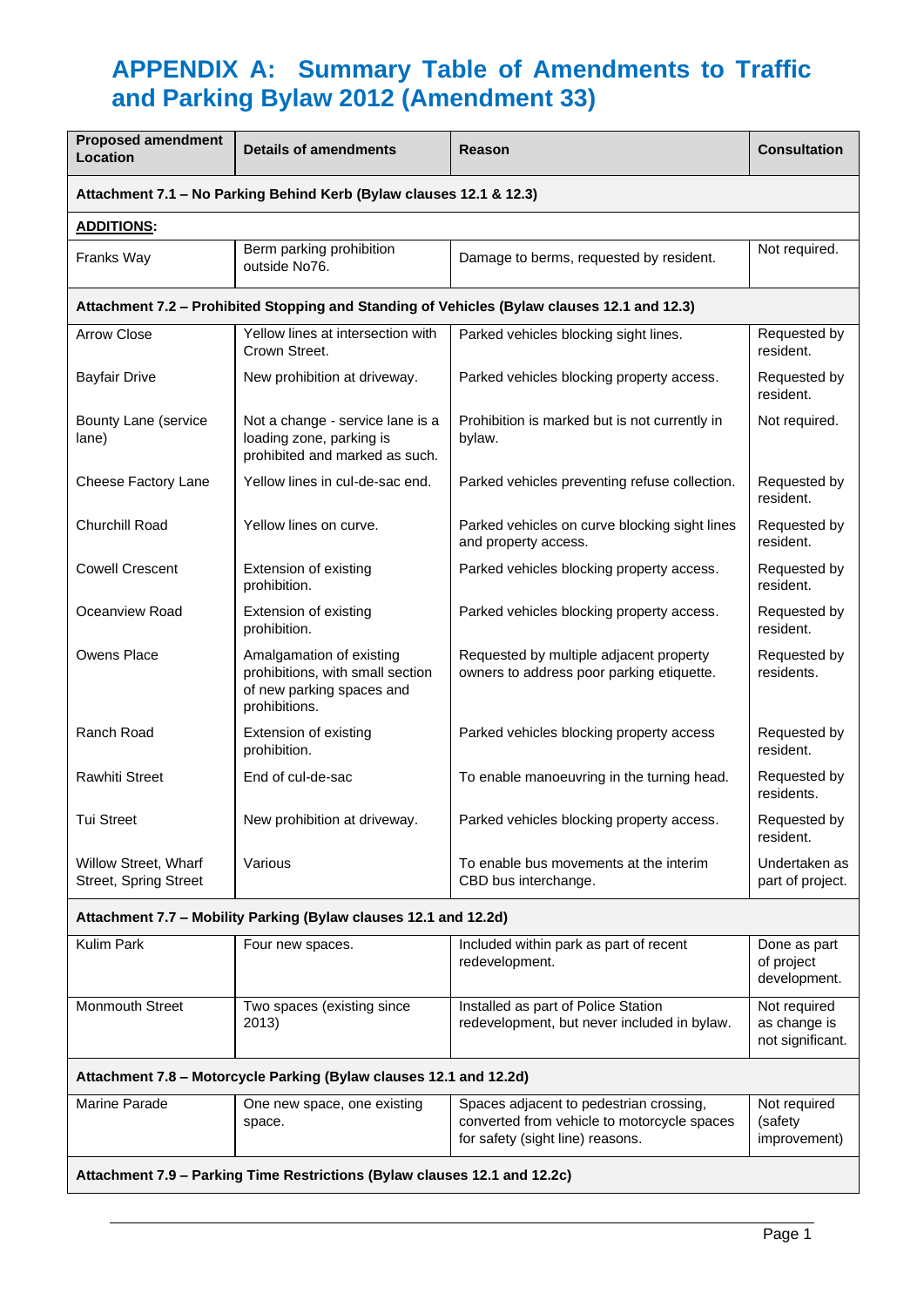# APPENDIX A: Summary Table of Amendments to Traffic and Parking Bylaw 2012 (Amendment 33)

| Proposed amendment Location | Details of amendments | Reason | Consultation |
|---|---|---|---|
| **Attachment 7.1 – No Parking Behind Kerb (Bylaw clauses 12.1 & 12.3)** | | | |
| **ADDITIONS:** | | | |
| Franks Way | Berm parking prohibition outside No76. | Damage to berms, requested by resident. | Not required. |
| **Attachment 7.2 – Prohibited Stopping and Standing of Vehicles (Bylaw clauses 12.1 and 12.3)** | | | |
| Arrow Close | Yellow lines at intersection with Crown Street. | Parked vehicles blocking sight lines. | Requested by resident. |
| Bayfair Drive | New prohibition at driveway. | Parked vehicles blocking property access. | Requested by resident. |
| Bounty Lane (service lane) | Not a change - service lane is a loading zone, parking is prohibited and marked as such. | Prohibition is marked but is not currently in bylaw. | Not required. |
| Cheese Factory Lane | Yellow lines in cul-de-sac end. | Parked vehicles preventing refuse collection. | Requested by resident. |
| Churchill Road | Yellow lines on curve. | Parked vehicles on curve blocking sight lines and property access. | Requested by resident. |
| Cowell Crescent | Extension of existing prohibition. | Parked vehicles blocking property access. | Requested by resident. |
| Oceanview Road | Extension of existing prohibition. | Parked vehicles blocking property access. | Requested by resident. |
| Owens Place | Amalgamation of existing prohibitions, with small section of new parking spaces and prohibitions. | Requested by multiple adjacent property owners to address poor parking etiquette. | Requested by residents. |
| Ranch Road | Extension of existing prohibition. | Parked vehicles blocking property access | Requested by resident. |
| Rawhiti Street | End of cul-de-sac | To enable manoeuvring in the turning head. | Requested by residents. |
| Tui Street | New prohibition at driveway. | Parked vehicles blocking property access. | Requested by resident. |
| Willow Street, Wharf Street, Spring Street | Various | To enable bus movements at the interim CBD bus interchange. | Undertaken as part of project. |
| **Attachment 7.7 – Mobility Parking (Bylaw clauses 12.1 and 12.2d)** | | | |
| Kulim Park | Four new spaces. | Included within park as part of recent redevelopment. | Done as part of project development. |
| Monmouth Street | Two spaces (existing since 2013) | Installed as part of Police Station redevelopment, but never included in bylaw. | Not required as change is not significant. |
| **Attachment 7.8 – Motorcycle Parking (Bylaw clauses 12.1 and 12.2d)** | | | |
| Marine Parade | One new space, one existing space. | Spaces adjacent to pedestrian crossing, converted from vehicle to motorcycle spaces for safety (sight line) reasons. | Not required (safety improvement) |
| **Attachment 7.9 – Parking Time Restrictions (Bylaw clauses 12.1 and 12.2c)** | | | |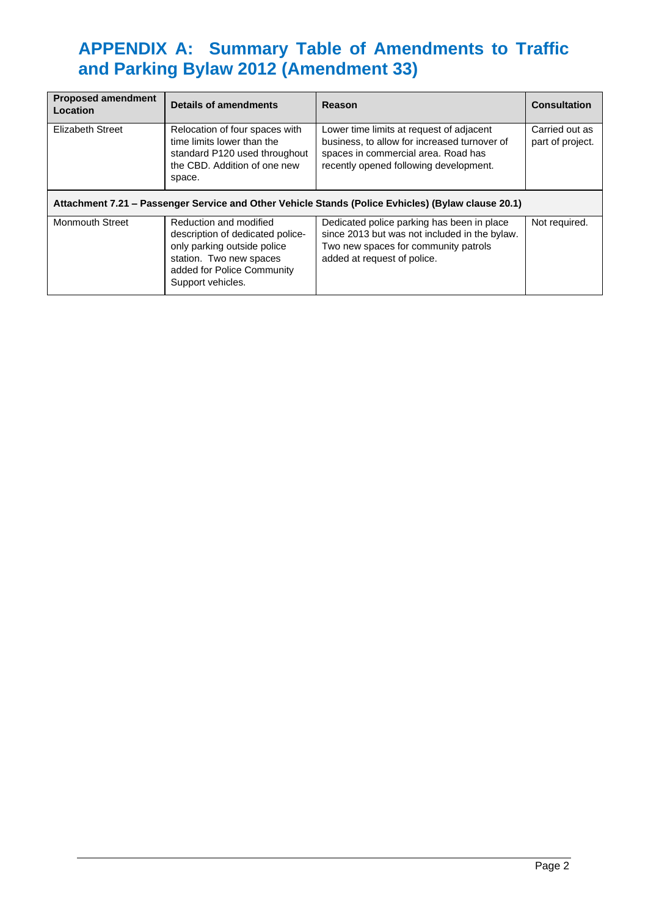# APPENDIX A: Summary Table of Amendments to Traffic and Parking Bylaw 2012 (Amendment 33)

| Proposed amendment Location | Details of amendments | Reason | Consultation |
| --- | --- | --- | --- |
| Elizabeth Street | Relocation of four spaces with time limits lower than the standard P120 used throughout the CBD. Addition of one new space. | Lower time limits at request of adjacent business, to allow for increased turnover of spaces in commercial area. Road has recently opened following development. | Carried out as part of project. |
| **Attachment 7.21 – Passenger Service and Other Vehicle Stands (Police Evhicles) (Bylaw clause 20.1)** | | | |
| Monmouth Street | Reduction and modified description of dedicated police-only parking outside police station. Two new spaces added for Police Community Support vehicles. | Dedicated police parking has been in place since 2013 but was not included in the bylaw. Two new spaces for community patrols added at request of police. | Not required. |